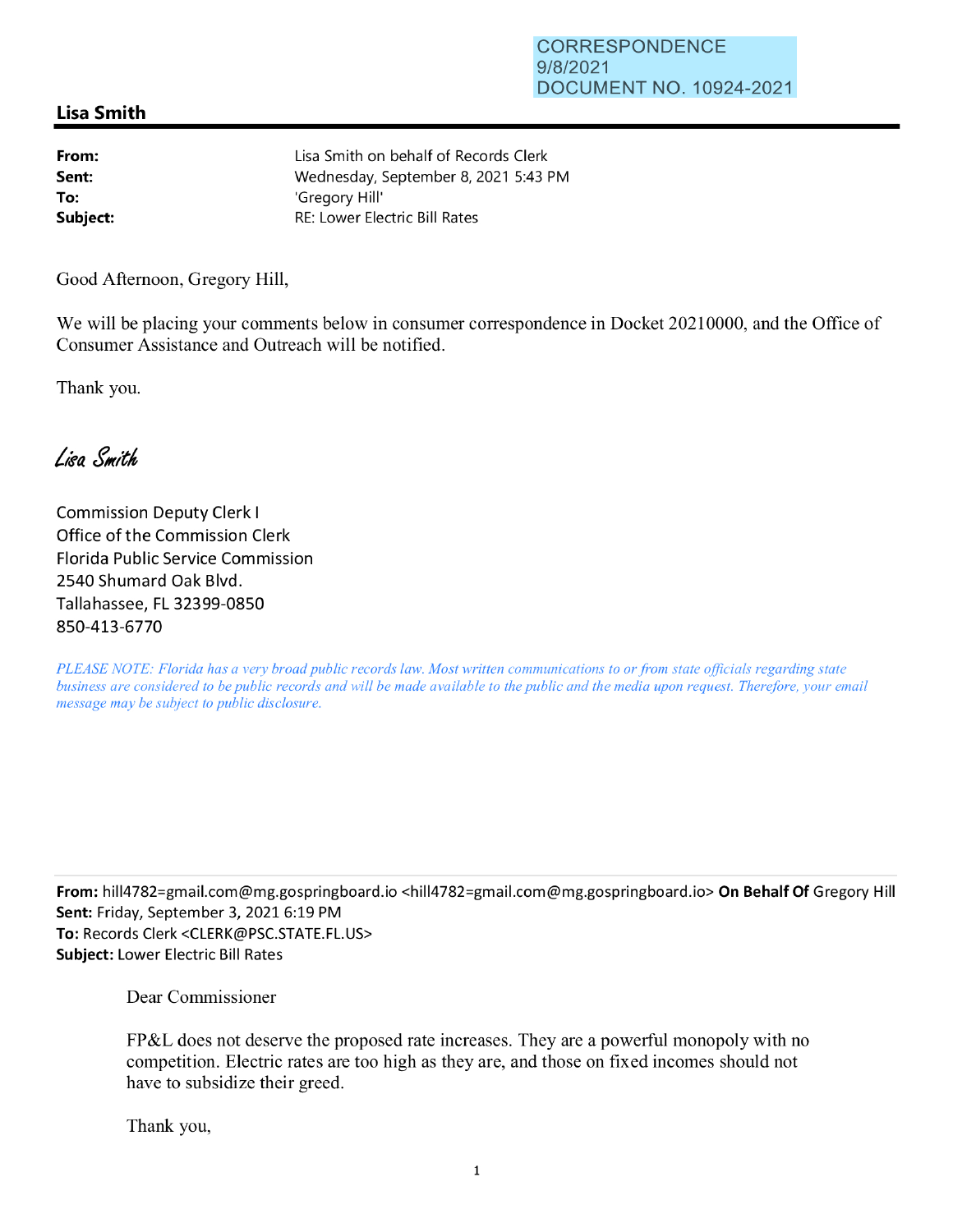CORRESPONDENCE
9/8/2021
DOCUMENT NO. 10924-2021

## Lisa Smith

**From:** Lisa Smith on behalf of Records Clerk
**Sent:** Wednesday, September 8, 2021 5:43 PM
**To:** 'Gregory Hill'
**Subject:** RE: Lower Electric Bill Rates

Good Afternoon, Gregory Hill,

We will be placing your comments below in consumer correspondence in Docket 20210000, and the Office of Consumer Assistance and Outreach will be notified.

Thank you.

*Lisa Smith*

Commission Deputy Clerk I
Office of the Commission Clerk
Florida Public Service Commission
2540 Shumard Oak Blvd.
Tallahassee, FL 32399-0850
850-413-6770

*PLEASE NOTE: Florida has a very broad public records law. Most written communications to or from state officials regarding state business are considered to be public records and will be made available to the public and the media upon request. Therefore, your email message may be subject to public disclosure.*

---

**From:** hill4782=gmail.com@mg.gospringboard.io <hill4782=gmail.com@mg.gospringboard.io> **On Behalf Of** Gregory Hill
**Sent:** Friday, September 3, 2021 6:19 PM
**To:** Records Clerk <CLERK@PSC.STATE.FL.US>
**Subject:** Lower Electric Bill Rates

Dear Commissioner

FP&L does not deserve the proposed rate increases. They are a powerful monopoly with no competition. Electric rates are too high as they are, and those on fixed incomes should not have to subsidize their greed.

Thank you,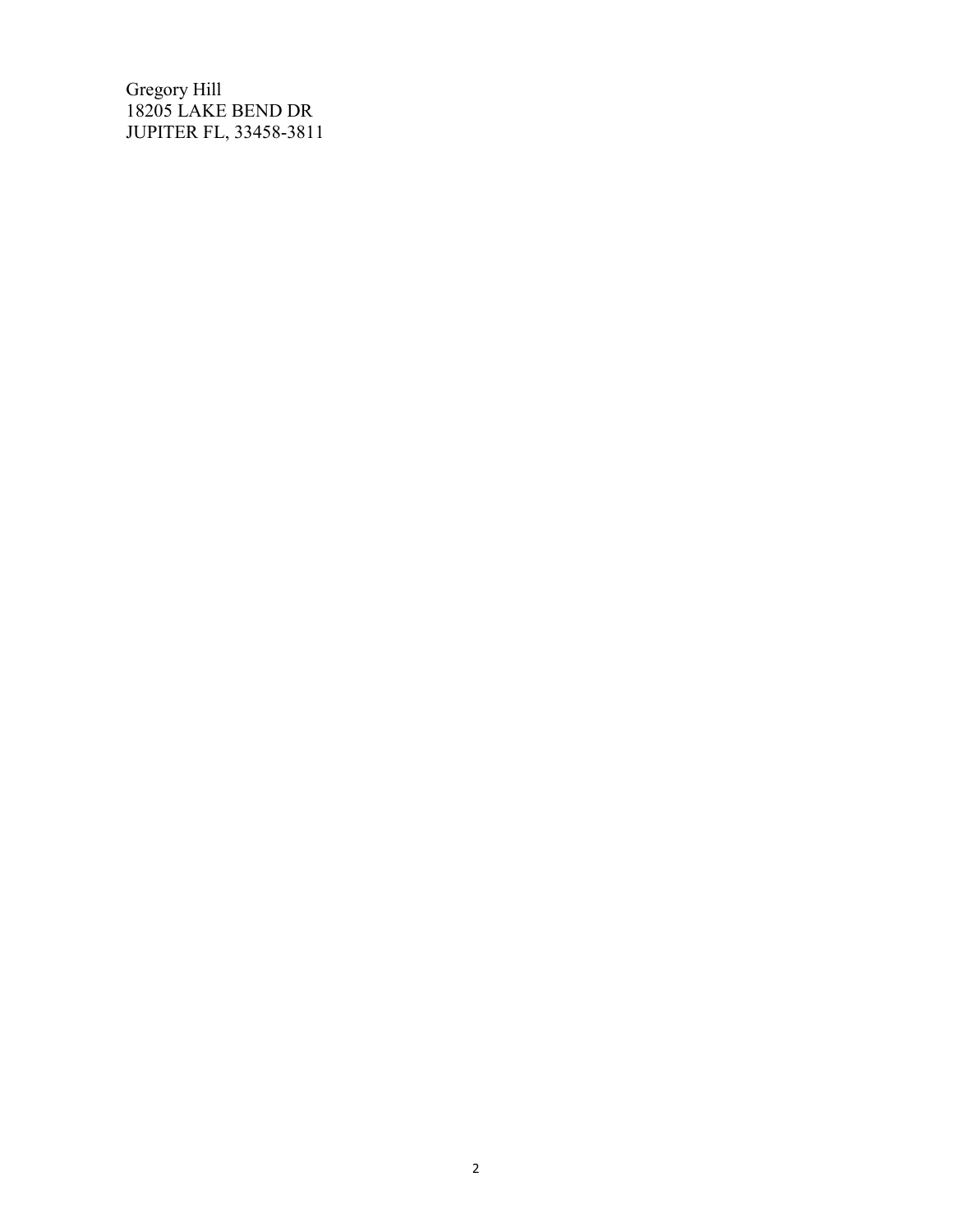Gregory Hill
18205 LAKE BEND DR
JUPITER FL, 33458-3811